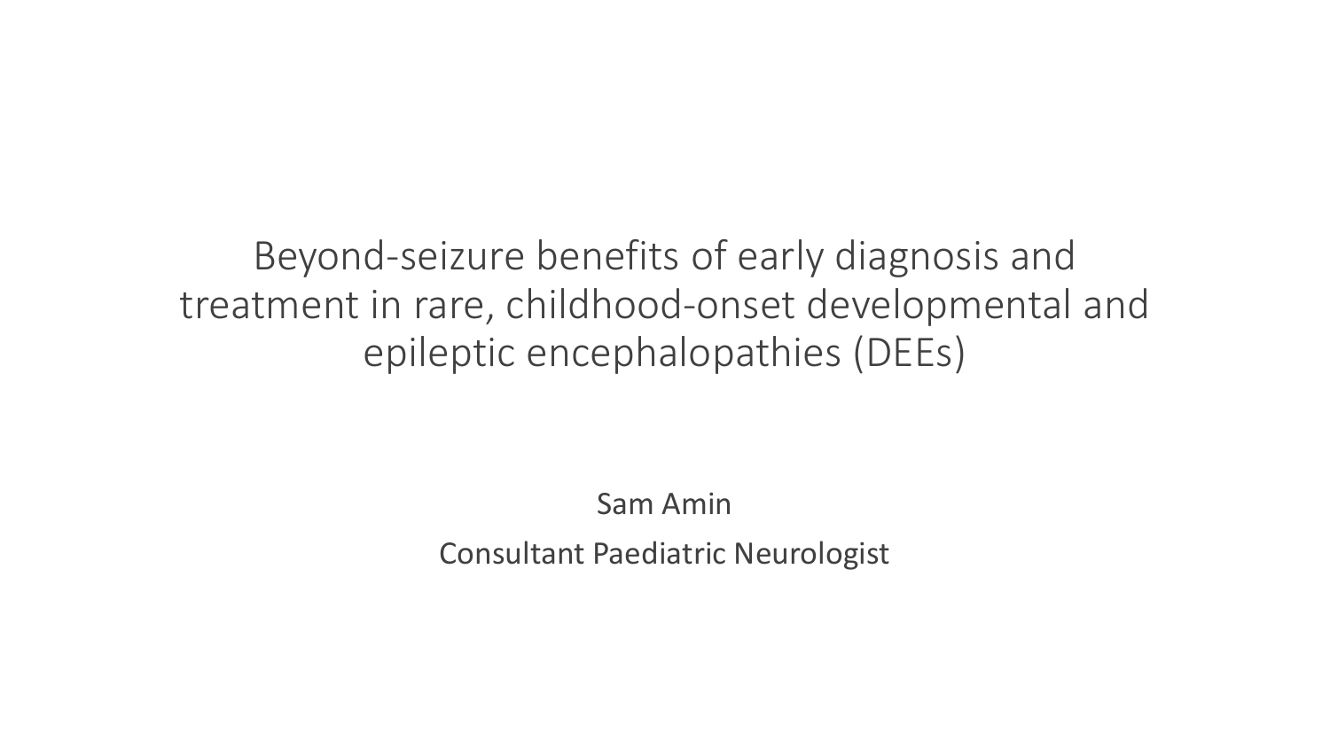# Beyond-seizure benefits of early diagnosis and treatment in rare, childhood-onset developmental and epileptic encephalopathies (DEEs)

Sam Amin

Consultant Paediatric Neurologist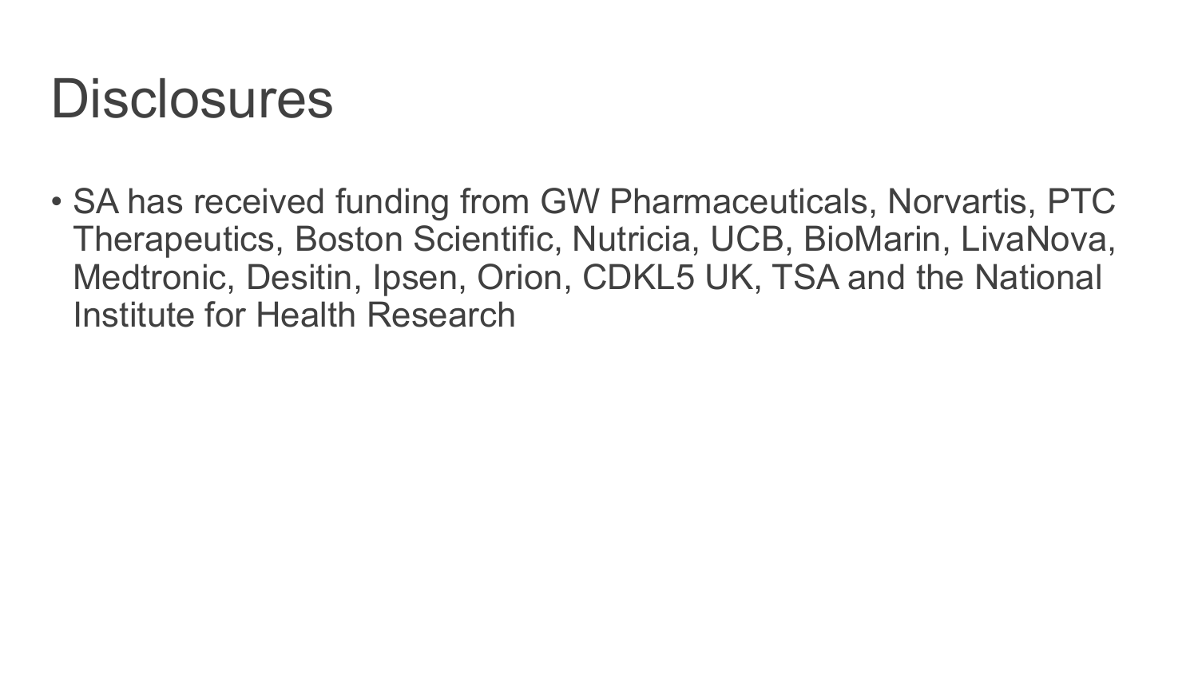# Disclosures

- SA has received funding from GW Pharmaceuticals, Norvartis, PTC Therapeutics, Boston Scientific, Nutricia, UCB, BioMarin, LivaNova, Medtronic, Desitin, Ipsen, Orion, CDKL5 UK, TSA and the National Institute for Health Research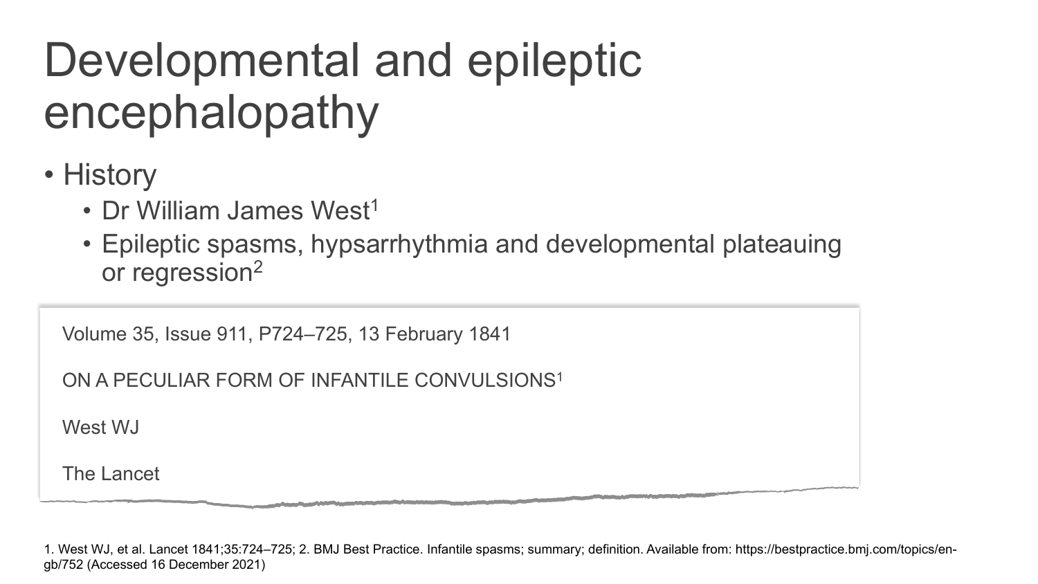# Developmental and epileptic encephalopathy

- History
  - Dr William James West[1]
  - Epileptic spasms, hypsarrhythmia and developmental plateauing or regression[2]

Volume 35, Issue 911, P724–725, 13 February 1841

ON A PECULIAR FORM OF INFANTILE CONVULSIONS[1]

West WJ

The Lancet

1. West WJ, et al. Lancet 1841;35:724–725; 2. BMJ Best Practice. Infantile spasms; summary; definition. Available from: https://bestpractice.bmj.com/topics/en-gb/752 (Accessed 16 December 2021)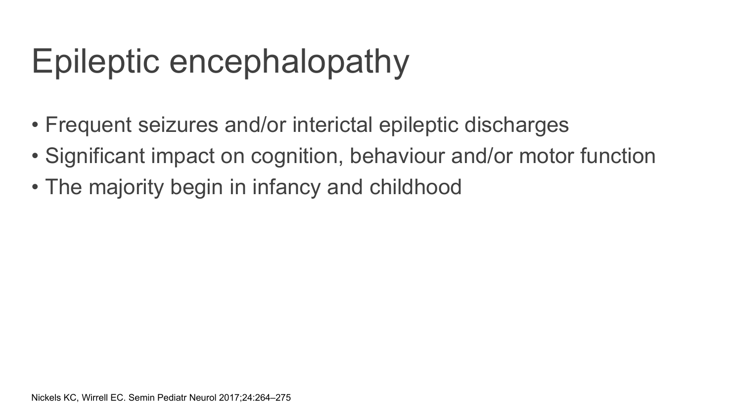# Epileptic encephalopathy

- Frequent seizures and/or interictal epileptic discharges
- Significant impact on cognition, behaviour and/or motor function
- The majority begin in infancy and childhood

Nickels KC, Wirrell EC. Semin Pediatr Neurol 2017;24:264–275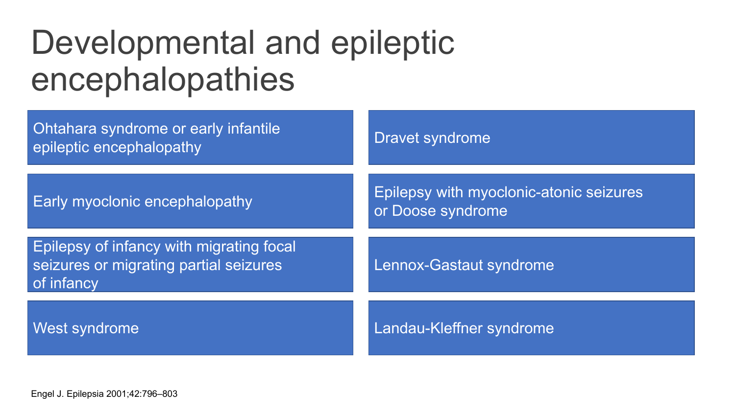# Developmental and epileptic encephalopathies

- Ohtahara syndrome or early infantile epileptic encephalopathy
- Early myoclonic encephalopathy
- Epilepsy of infancy with migrating focal seizures or migrating partial seizures of infancy
- West syndrome
- Dravet syndrome
- Epilepsy with myoclonic-atonic seizures or Doose syndrome
- Lennox-Gastaut syndrome
- Landau-Kleffner syndrome

Engel J. Epilepsia 2001;42:796–803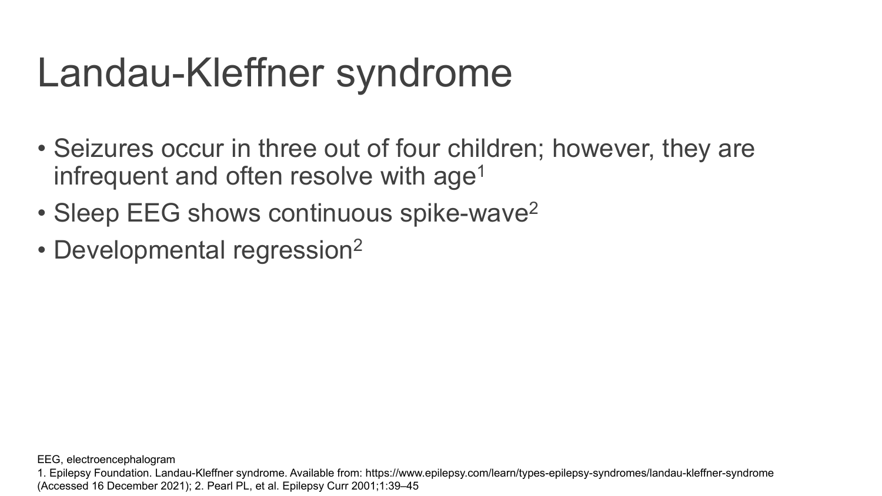# Landau-Kleffner syndrome

- Seizures occur in three out of four children; however, they are infrequent and often resolve with age[1]
- Sleep EEG shows continuous spike-wave[2]
- Developmental regression[2]

EEG, electroencephalogram

1. Epilepsy Foundation. Landau-Kleffner syndrome. Available from: https://www.epilepsy.com/learn/types-epilepsy-syndromes/landau-kleffner-syndrome (Accessed 16 December 2021); 2. Pearl PL, et al. Epilepsy Curr 2001;1:39–45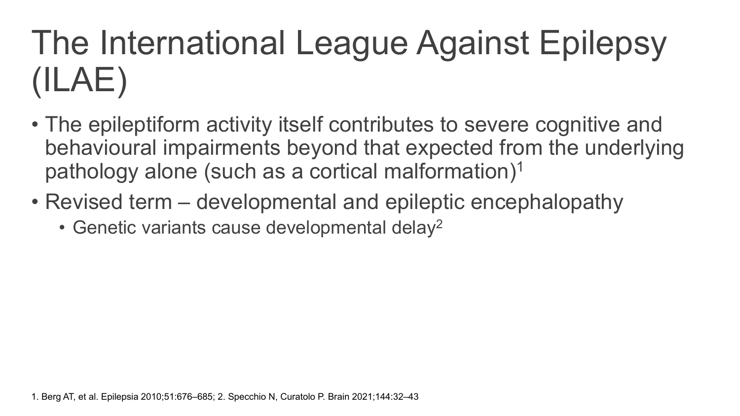# The International League Against Epilepsy (ILAE)

- The epileptiform activity itself contributes to severe cognitive and behavioural impairments beyond that expected from the underlying pathology alone (such as a cortical malformation)[1]
- Revised term – developmental and epileptic encephalopathy
  - Genetic variants cause developmental delay[2]

1. Berg AT, et al. Epilepsia 2010;51:676–685; 2. Specchio N, Curatolo P. Brain 2021;144:32–43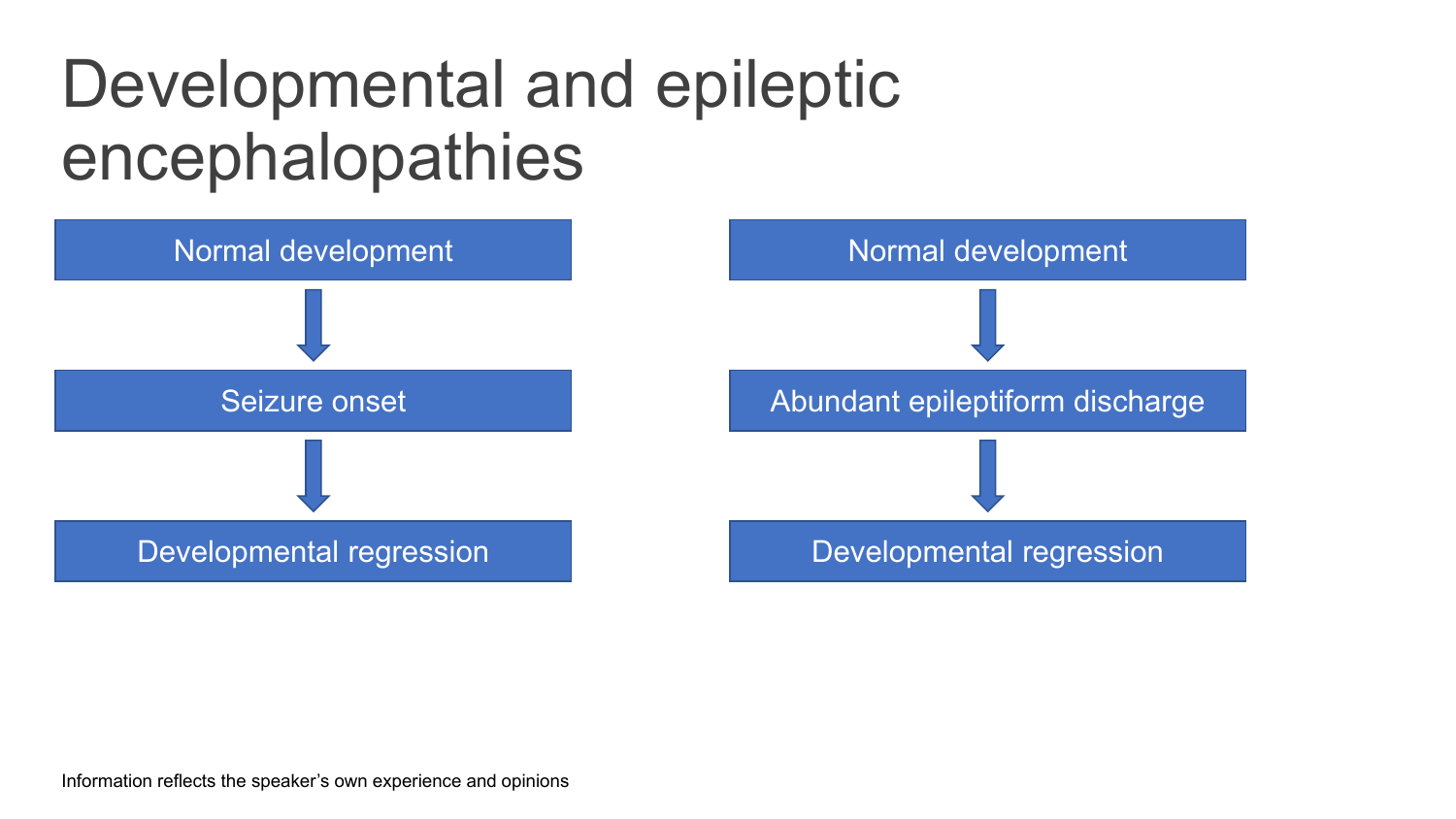# Developmental and epileptic encephalopathies

Normal development → Seizure onset → Developmental regression

Normal development → Abundant epileptiform discharge → Developmental regression

Information reflects the speaker's own experience and opinions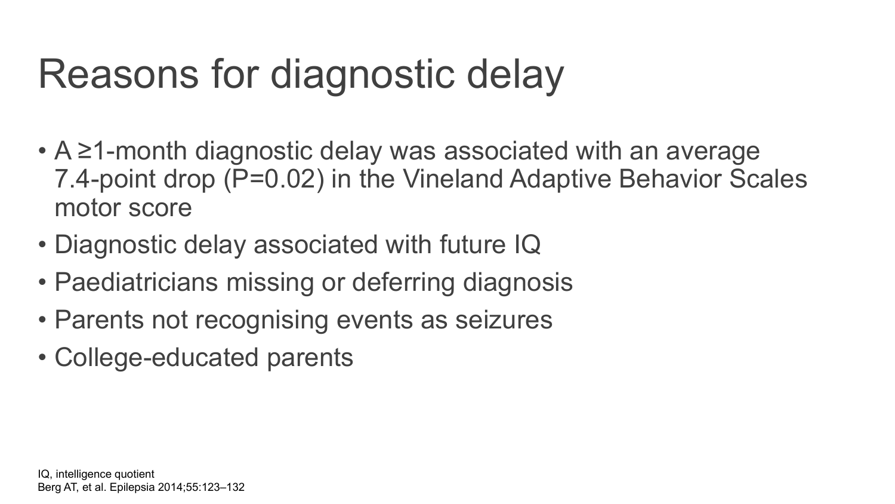# Reasons for diagnostic delay

- A ≥1-month diagnostic delay was associated with an average 7.4-point drop ($P=0.02$) in the Vineland Adaptive Behavior Scales motor score
- Diagnostic delay associated with future IQ
- Paediatricians missing or deferring diagnosis
- Parents not recognising events as seizures
- College-educated parents

IQ, intelligence quotient
Berg AT, et al. Epilepsia 2014;55:123–132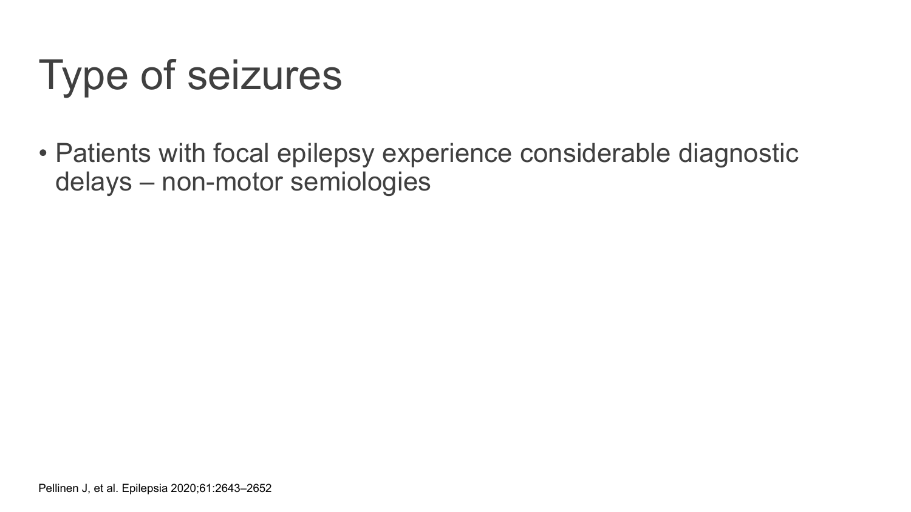# Type of seizures

- Patients with focal epilepsy experience considerable diagnostic delays – non-motor semiologies

Pellinen J, et al. Epilepsia 2020;61:2643–2652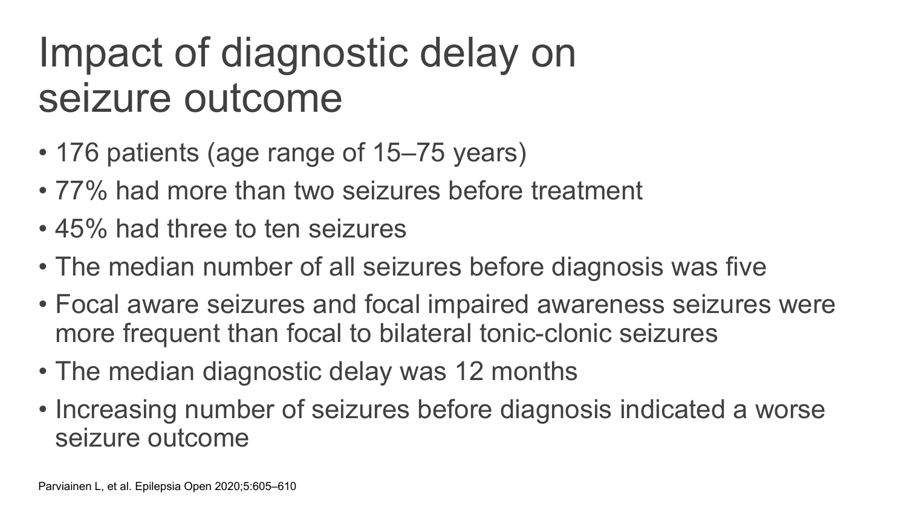# Impact of diagnostic delay on seizure outcome

- 176 patients (age range of 15–75 years)
- 77% had more than two seizures before treatment
- 45% had three to ten seizures
- The median number of all seizures before diagnosis was five
- Focal aware seizures and focal impaired awareness seizures were more frequent than focal to bilateral tonic-clonic seizures
- The median diagnostic delay was 12 months
- Increasing number of seizures before diagnosis indicated a worse seizure outcome

Parviainen L, et al. Epilepsia Open 2020;5:605–610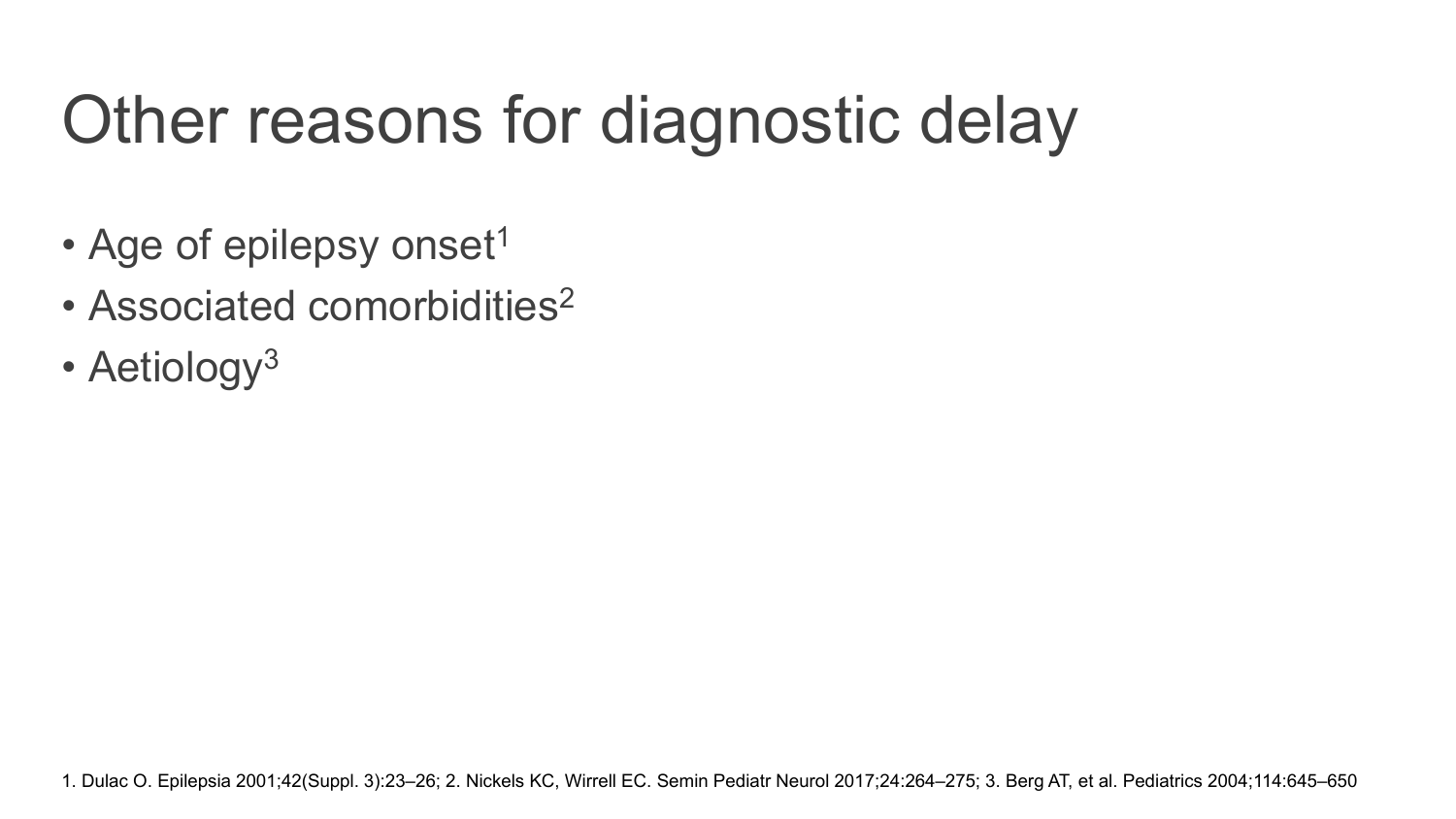# Other reasons for diagnostic delay

- Age of epilepsy onset[1]
- Associated comorbidities[2]
- Aetiology[3]

1. Dulac O. Epilepsia 2001;42(Suppl. 3):23–26; 2. Nickels KC, Wirrell EC. Semin Pediatr Neurol 2017;24:264–275; 3. Berg AT, et al. Pediatrics 2004;114:645–650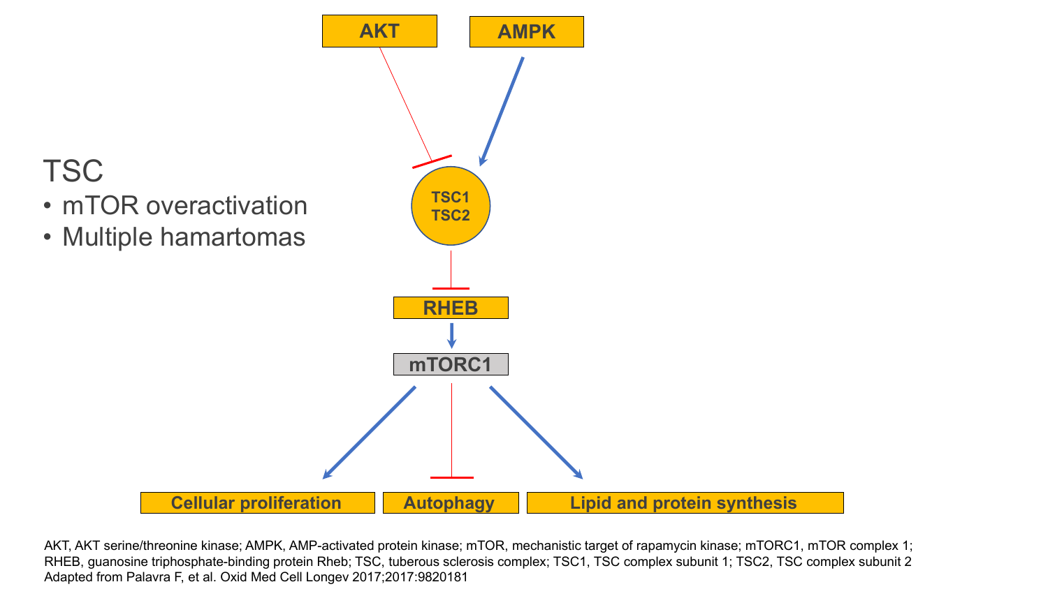# TSC

- mTOR overactivation
- Multiple hamartomas

AKT

AMPK

TSC1
TSC2

RHEB

mTORC1

Cellular proliferation

Autophagy

Lipid and protein synthesis

AKT, AKT serine/threonine kinase; AMPK, AMP-activated protein kinase; mTOR, mechanistic target of rapamycin kinase; mTORC1, mTOR complex 1; RHEB, guanosine triphosphate-binding protein Rheb; TSC, tuberous sclerosis complex; TSC1, TSC complex subunit 1; TSC2, TSC complex subunit 2
Adapted from Palavra F, et al. Oxid Med Cell Longev 2017;2017:9820181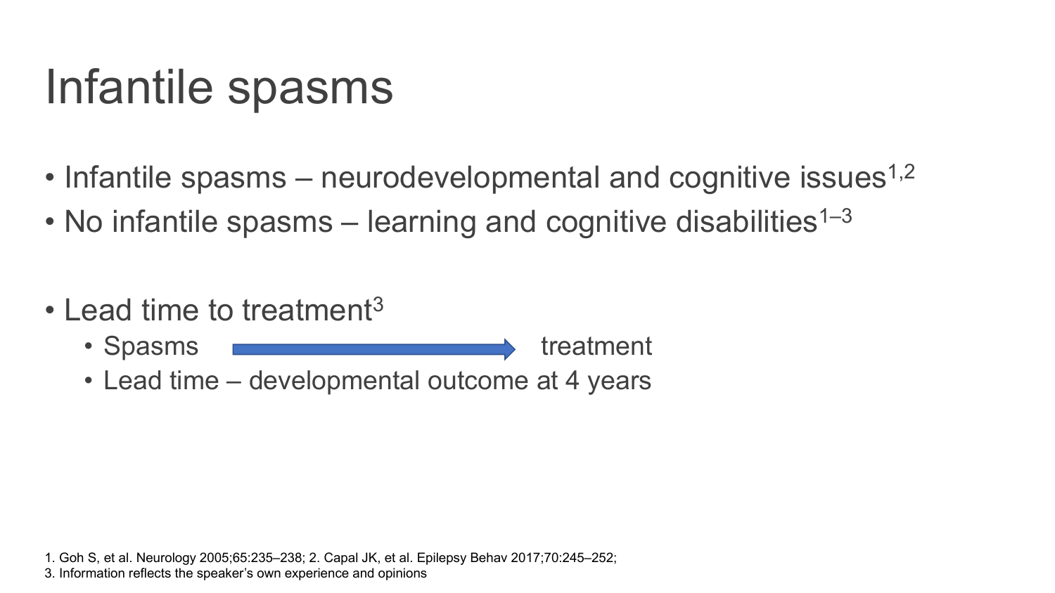# Infantile spasms

- Infantile spasms – neurodevelopmental and cognitive issues[1,2]
- No infantile spasms – learning and cognitive disabilities[1–3]

- Lead time to treatment[3]
  - Spasms → treatment
  - Lead time – developmental outcome at 4 years

1. Goh S, et al. Neurology 2005;65:235–238; 2. Capal JK, et al. Epilepsy Behav 2017;70:245–252;
3. Information reflects the speaker's own experience and opinions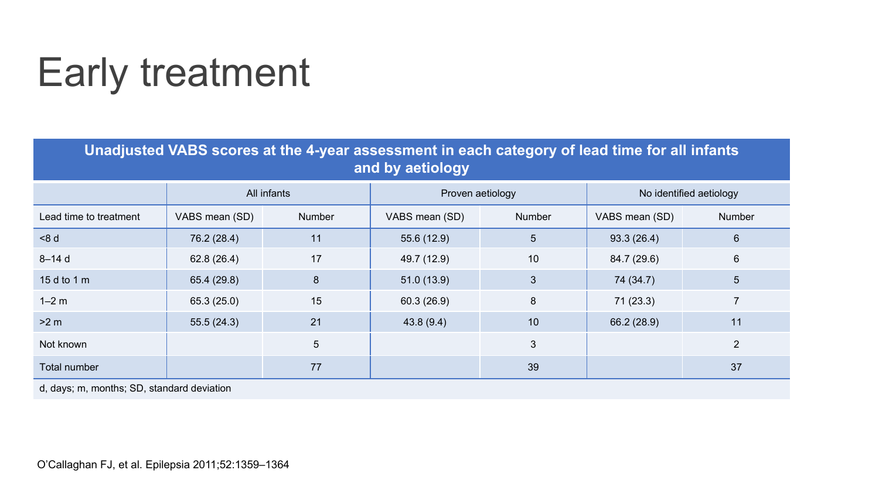# Early treatment

**Unadjusted VABS scores at the 4-year assessment in each category of lead time for all infants and by aetiology**

| | All infants | | Proven aetiology | | No identified aetiology | |
|---|---|---|---|---|---|---|
| Lead time to treatment | VABS mean (SD) | Number | VABS mean (SD) | Number | VABS mean (SD) | Number |
| <8 d | 76.2 (28.4) | 11 | 55.6 (12.9) | 5 | 93.3 (26.4) | 6 |
| 8–14 d | 62.8 (26.4) | 17 | 49.7 (12.9) | 10 | 84.7 (29.6) | 6 |
| 15 d to 1 m | 65.4 (29.8) | 8 | 51.0 (13.9) | 3 | 74 (34.7) | 5 |
| 1–2 m | 65.3 (25.0) | 15 | 60.3 (26.9) | 8 | 71 (23.3) | 7 |
| >2 m | 55.5 (24.3) | 21 | 43.8 (9.4) | 10 | 66.2 (28.9) | 11 |
| Not known | | 5 | | 3 | | 2 |
| Total number | | 77 | | 39 | | 37 |

d, days; m, months; SD, standard deviation

O'Callaghan FJ, et al. Epilepsia 2011;52:1359–1364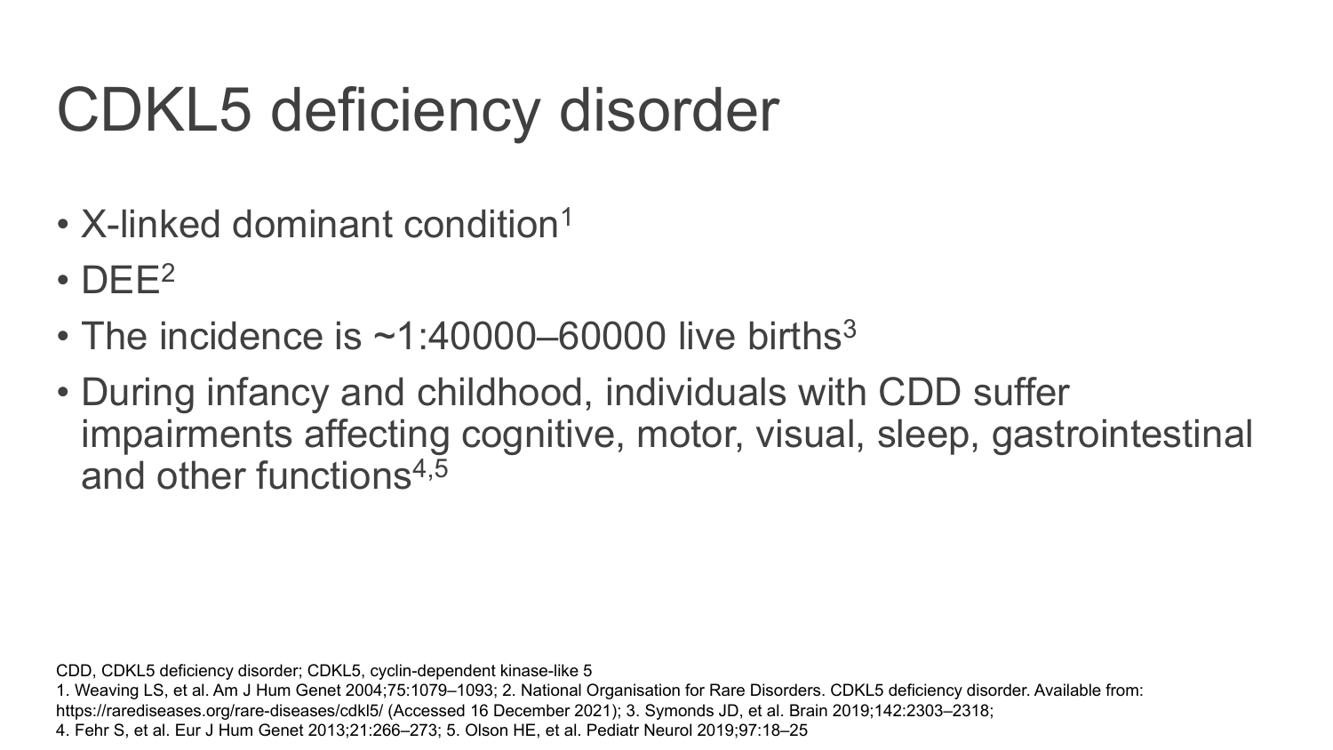# CDKL5 deficiency disorder

- X-linked dominant condition[1]
- DEE[2]
- The incidence is ~1:40000–60000 live births[3]
- During infancy and childhood, individuals with CDD suffer impairments affecting cognitive, motor, visual, sleep, gastrointestinal and other functions[4,5]

CDD, CDKL5 deficiency disorder; CDKL5, cyclin-dependent kinase-like 5

1. Weaving LS, et al. Am J Hum Genet 2004;75:1079–1093; 2. National Organisation for Rare Disorders. CDKL5 deficiency disorder. Available from: https://rarediseases.org/rare-diseases/cdkl5/ (Accessed 16 December 2021); 3. Symonds JD, et al. Brain 2019;142:2303–2318; 4. Fehr S, et al. Eur J Hum Genet 2013;21:266–273; 5. Olson HE, et al. Pediatr Neurol 2019;97:18–25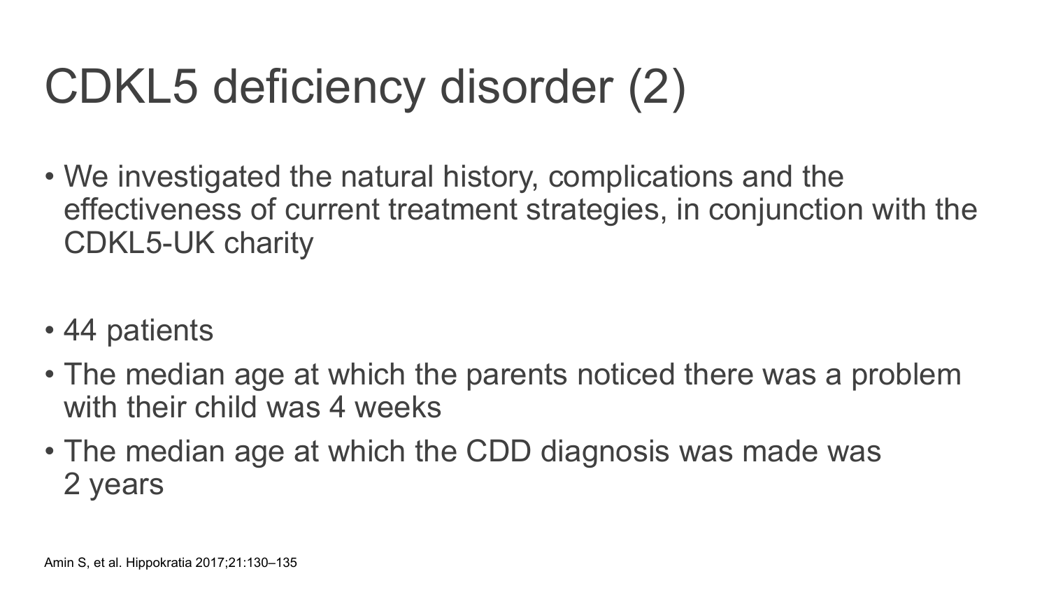# CDKL5 deficiency disorder (2)

- We investigated the natural history, complications and the effectiveness of current treatment strategies, in conjunction with the CDKL5-UK charity

- 44 patients
- The median age at which the parents noticed there was a problem with their child was 4 weeks
- The median age at which the CDD diagnosis was made was 2 years

Amin S, et al. Hippokratia 2017;21:130–135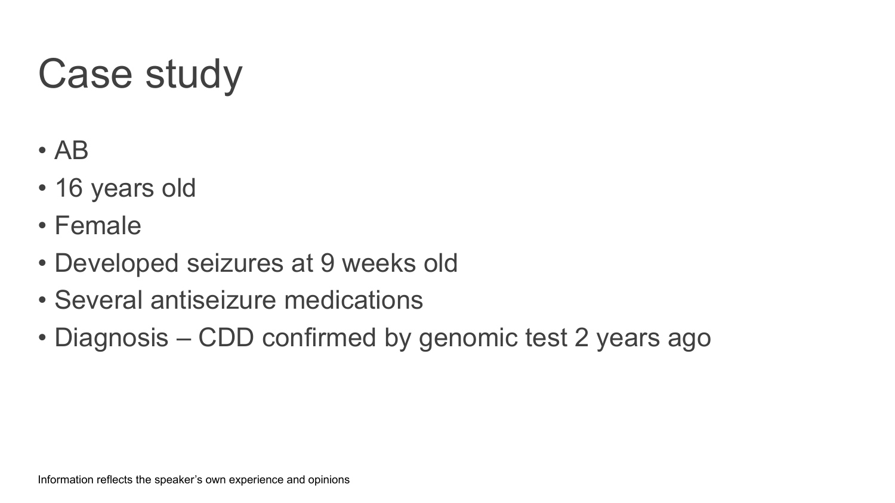# Case study

- AB
- 16 years old
- Female
- Developed seizures at 9 weeks old
- Several antiseizure medications
- Diagnosis – CDD confirmed by genomic test 2 years ago

Information reflects the speaker's own experience and opinions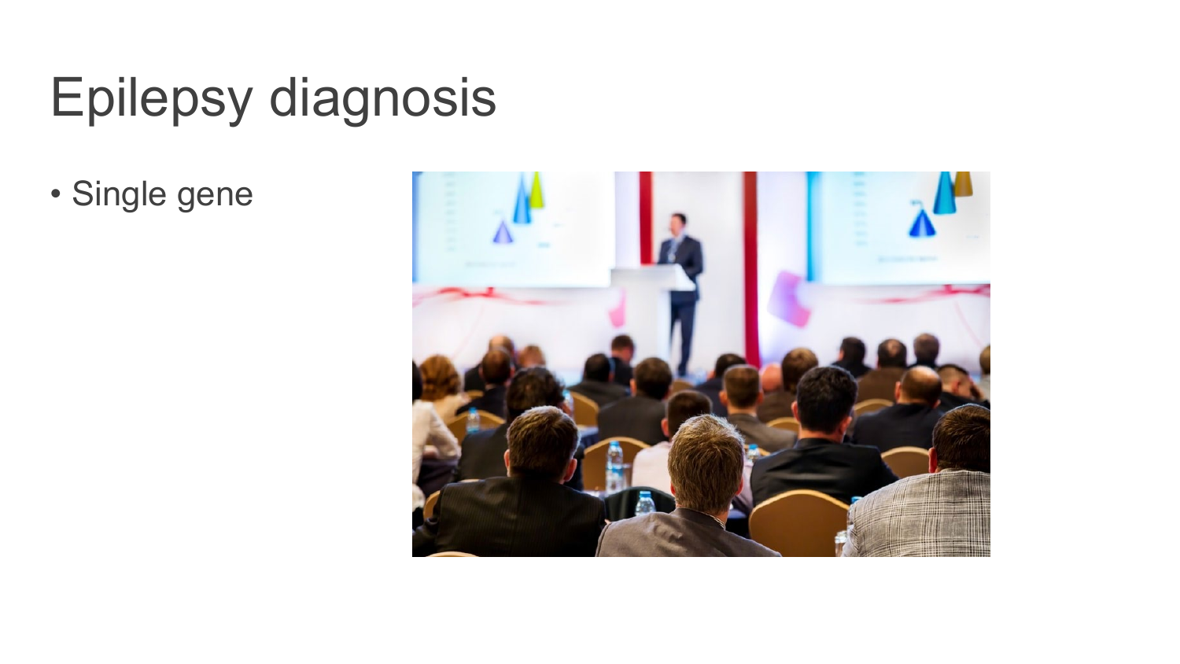# Epilepsy diagnosis

- Single gene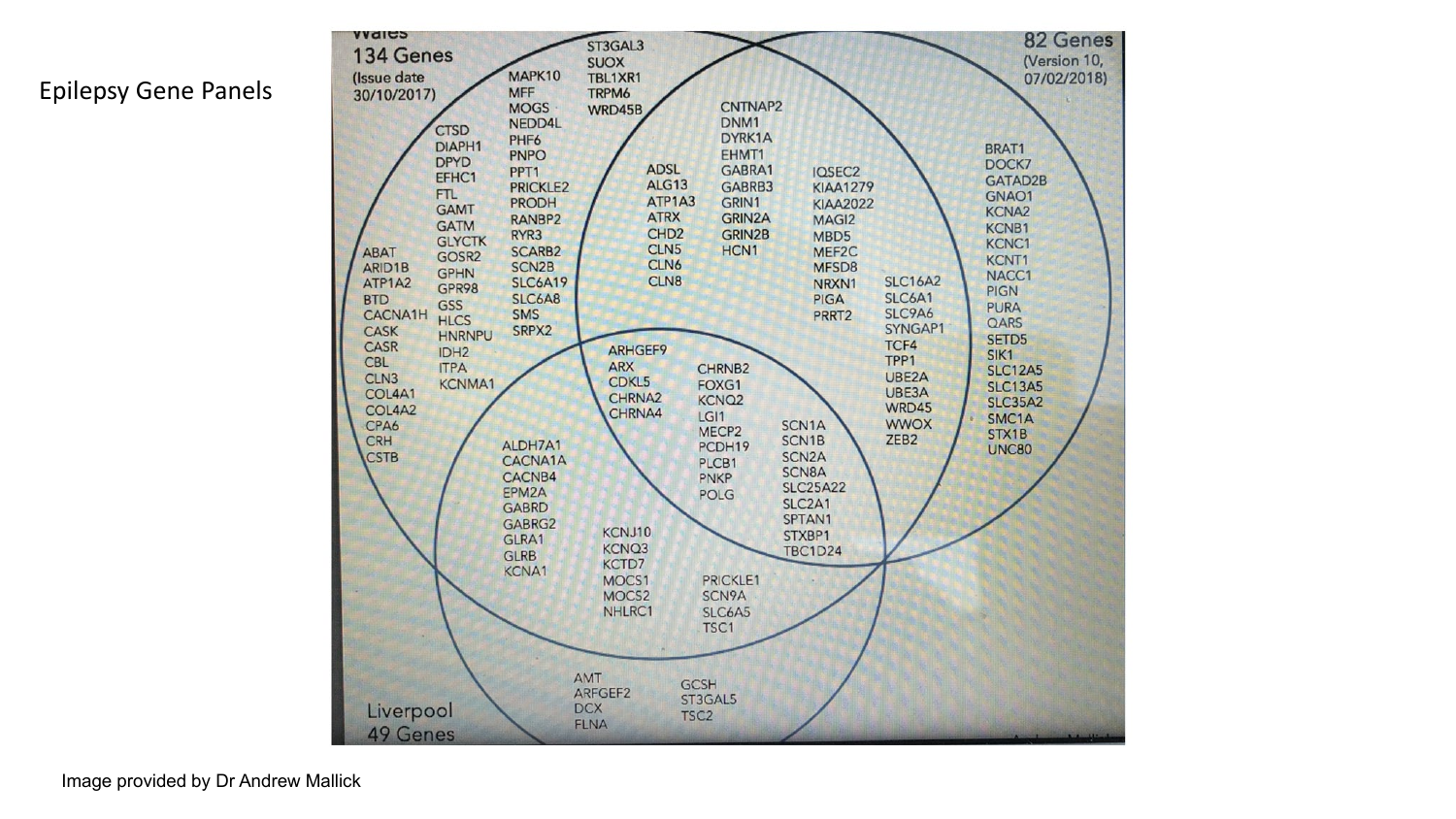# Epilepsy Gene Panels

**Wales 134 Genes** (Issue date 30/10/2017)

**82 Genes** (Version 10, 07/02/2018)

**Liverpool 49 Genes**

**Wales only:**
ST3GAL3, SUOX, TBL1XR1, TRPM6, WRD45B, MAPK10, MFF, MOGS, NEDD4L, PHF6, PNPO, PPT1, PRICKLE2, PRODH, RANBP2, RYR3, SCARB2, SCN2B, SLC6A19, SLC6A8, SMS, SRPX2, CTSD, DIAPH1, DPYD, EFHC1, FTL, GAMT, GATM, GLYCTK, GOSR2, GPHN, GPR98, GSS, HLCS, HNRNPU, IDH2, ITPA, KCNMA1, ABAT, ARID1B, ATP1A2, BTD, CACNA1H, CASK, CASR, CBL, CLN3, COL4A1, COL4A2, CPA6, CRH, CSTB

**Wales and 82 Genes panel:**
CNTNAP2, DNM1, DYRK1A, EHMT1, GABRA1, GABRB3, GRIN1, GRIN2A, GRIN2B, HCN1, ADSL, ALG13, ATP1A3, ATRX, CHD2, CLN5, CLN6, CLN8, IQSEC2, KIAA1279, KIAA2022, MAGI2, MBD5, MEF2C, MFSD8, NRXN1, PIGA, PRRT2, SLC16A2, SLC6A1, SLC9A6, SYNGAP1, TCF4, TPP1, UBE2A, UBE3A, WRD45, WWOX, ZEB2

**82 Genes panel only:**
BRAT1, DOCK7, GATAD2B, GNAO1, KCNA2, KCNB1, KCNC1, KCNT1, NACC1, PIGN, PURA, QARS, SETD5, SIK1, SLC12A5, SLC13A5, SLC35A2, SMC1A, STX1B, UNC80

**All three panels:**
ARHGEF9, ARX, CDKL5, CHRNA2, CHRNA4, CHRNB2, FOXG1, KCNQ2, LGI1, MECP2, PCDH19, PLCB1, PNKP, POLG, SCN1A, SCN1B, SCN2A, SCN8A, SLC25A22, SLC2A1, SPTAN1, STXBP1, TBC1D24

**Wales and Liverpool:**
ALDH7A1, CACNA1A, CACNB4, EPM2A, GABRD, GABRG2, GLRA1, GLRB, KCNA1, KCNJ10, KCNQ3, KCTD7, MOCS1, MOCS2, NHLRC1, PRICKLE1, SCN9A, SLC6A5, TSC1

**Liverpool only:**
AMT, ARFGEF2, DCX, FLNA, GCSH, ST3GAL5, TSC2

Image provided by Dr Andrew Mallick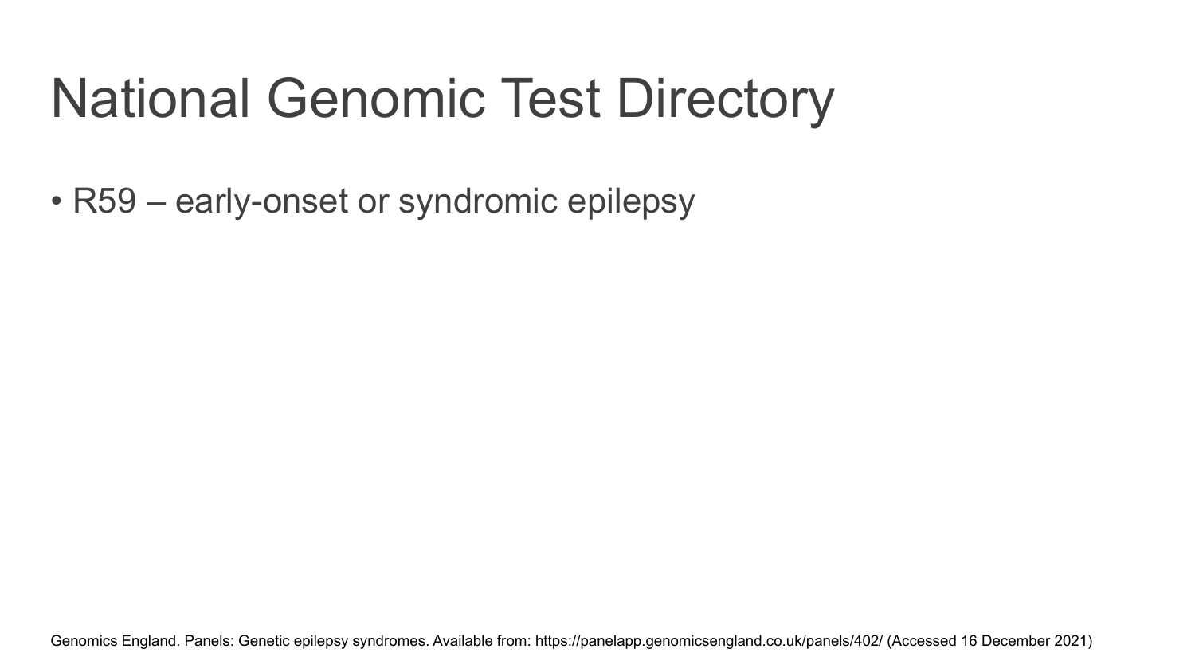# National Genomic Test Directory

- R59 – early-onset or syndromic epilepsy

Genomics England. Panels: Genetic epilepsy syndromes. Available from: https://panelapp.genomicsengland.co.uk/panels/402/ (Accessed 16 December 2021)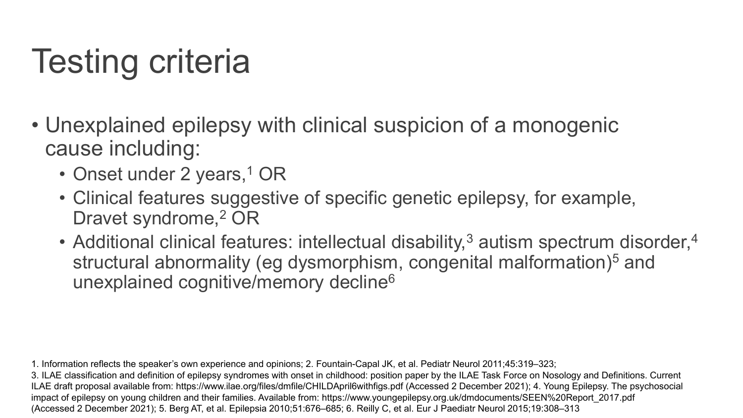# Testing criteria

- Unexplained epilepsy with clinical suspicion of a monogenic cause including:
  - Onset under 2 years,[1] OR
  - Clinical features suggestive of specific genetic epilepsy, for example, Dravet syndrome,[2] OR
  - Additional clinical features: intellectual disability,[3] autism spectrum disorder,[4] structural abnormality (eg dysmorphism, congenital malformation)[5] and unexplained cognitive/memory decline[6]

1. Information reflects the speaker's own experience and opinions; 2. Fountain-Capal JK, et al. Pediatr Neurol 2011;45:319–323; 3. ILAE classification and definition of epilepsy syndromes with onset in childhood: position paper by the ILAE Task Force on Nosology and Definitions. Current ILAE draft proposal available from: https://www.ilae.org/files/dmfile/CHILDApril6withfigs.pdf (Accessed 2 December 2021); 4. Young Epilepsy. The psychosocial impact of epilepsy on young children and their families. Available from: https://www.youngepilepsy.org.uk/dmdocuments/SEEN%20Report_2017.pdf (Accessed 2 December 2021); 5. Berg AT, et al. Epilepsia 2010;51:676–685; 6. Reilly C, et al. Eur J Paediatr Neurol 2015;19:308–313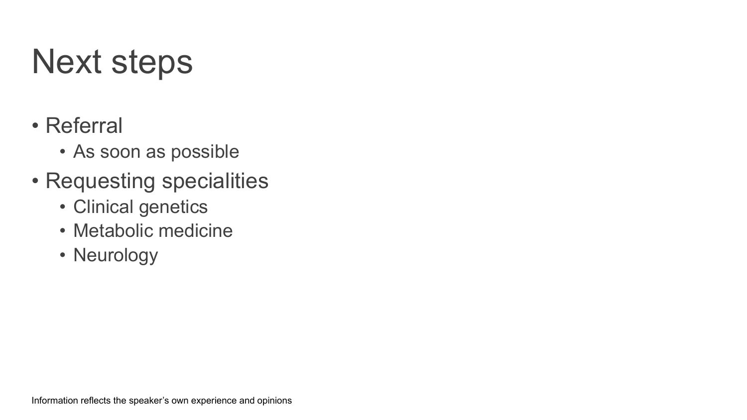# Next steps

- Referral
  - As soon as possible
- Requesting specialities
  - Clinical genetics
  - Metabolic medicine
  - Neurology

Information reflects the speaker's own experience and opinions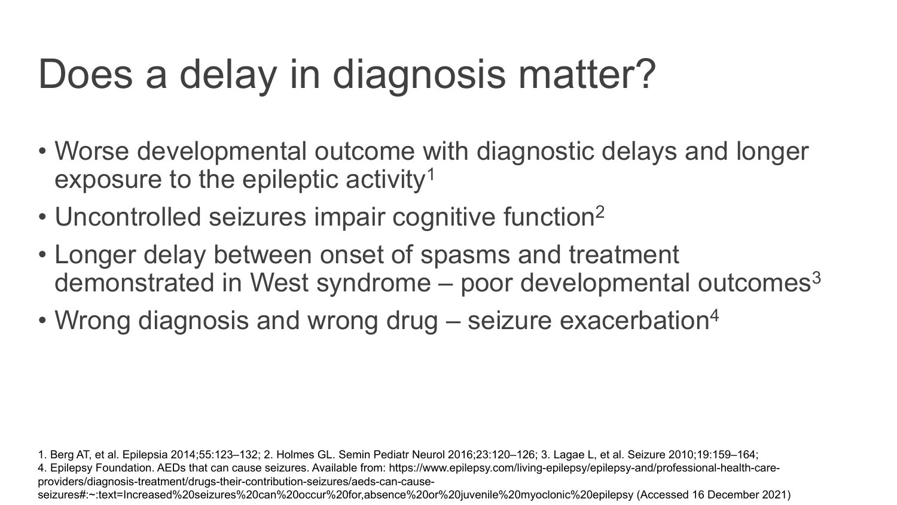# Does a delay in diagnosis matter?

- Worse developmental outcome with diagnostic delays and longer exposure to the epileptic activity[1]
- Uncontrolled seizures impair cognitive function[2]
- Longer delay between onset of spasms and treatment demonstrated in West syndrome – poor developmental outcomes[3]
- Wrong diagnosis and wrong drug – seizure exacerbation[4]

1. Berg AT, et al. Epilepsia 2014;55:123–132; 2. Holmes GL. Semin Pediatr Neurol 2016;23:120–126; 3. Lagae L, et al. Seizure 2010;19:159–164; 4. Epilepsy Foundation. AEDs that can cause seizures. Available from: https://www.epilepsy.com/living-epilepsy/epilepsy-and/professional-health-care-providers/diagnosis-treatment/drugs-their-contribution-seizures/aeds-can-cause-seizures#:~:text=Increased%20seizures%20can%20occur%20for,absence%20or%20juvenile%20myoclonic%20epilepsy (Accessed 16 December 2021)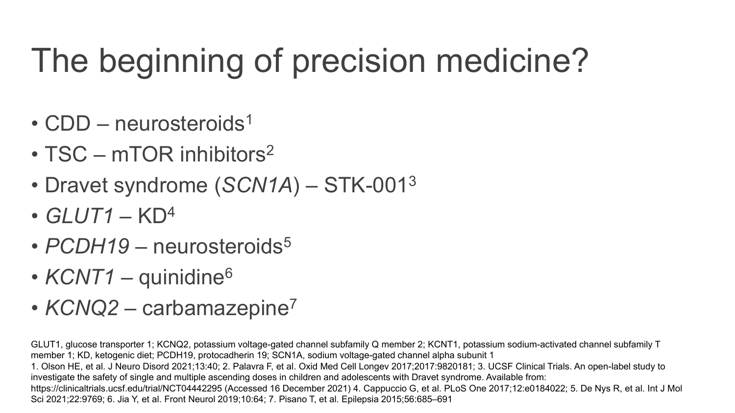# The beginning of precision medicine?

- CDD – neurosteroids[1]
- TSC – mTOR inhibitors[2]
- Dravet syndrome (*SCN1A*) – STK-001[3]
- *GLUT1* – KD[4]
- *PCDH19* – neurosteroids[5]
- *KCNT1* – quinidine[6]
- *KCNQ2* – carbamazepine[7]

GLUT1, glucose transporter 1; KCNQ2, potassium voltage-gated channel subfamily Q member 2; KCNT1, potassium sodium-activated channel subfamily T member 1; KD, ketogenic diet; PCDH19, protocadherin 19; SCN1A, sodium voltage-gated channel alpha subunit 1

1. Olson HE, et al. J Neuro Disord 2021;13:40; 2. Palavra F, et al. Oxid Med Cell Longev 2017;2017:9820181; 3. UCSF Clinical Trials. An open-label study to investigate the safety of single and multiple ascending doses in children and adolescents with Dravet syndrome. Available from: https://clinicaltrials.ucsf.edu/trial/NCT04442295 (Accessed 16 December 2021) 4. Cappuccio G, et al. PLoS One 2017;12:e0184022; 5. De Nys R, et al. Int J Mol Sci 2021;22:9769; 6. Jia Y, et al. Front Neurol 2019;10:64; 7. Pisano T, et al. Epilepsia 2015;56:685–691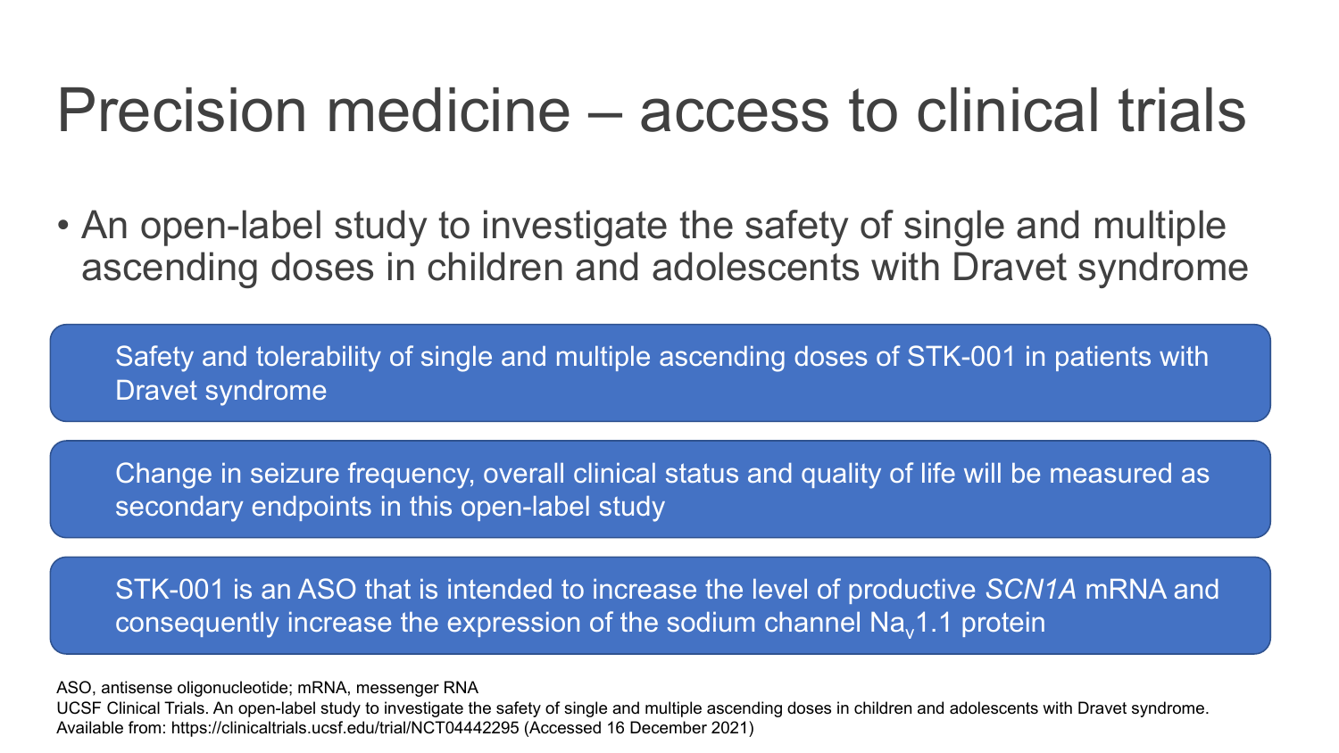# Precision medicine – access to clinical trials

- An open-label study to investigate the safety of single and multiple ascending doses in children and adolescents with Dravet syndrome

Safety and tolerability of single and multiple ascending doses of STK-001 in patients with Dravet syndrome

Change in seizure frequency, overall clinical status and quality of life will be measured as secondary endpoints in this open-label study

STK-001 is an ASO that is intended to increase the level of productive *SCN1A* mRNA and consequently increase the expression of the sodium channel $Na_v1.1$ protein

ASO, antisense oligonucleotide; mRNA, messenger RNA
UCSF Clinical Trials. An open-label study to investigate the safety of single and multiple ascending doses in children and adolescents with Dravet syndrome. Available from: https://clinicaltrials.ucsf.edu/trial/NCT04442295 (Accessed 16 December 2021)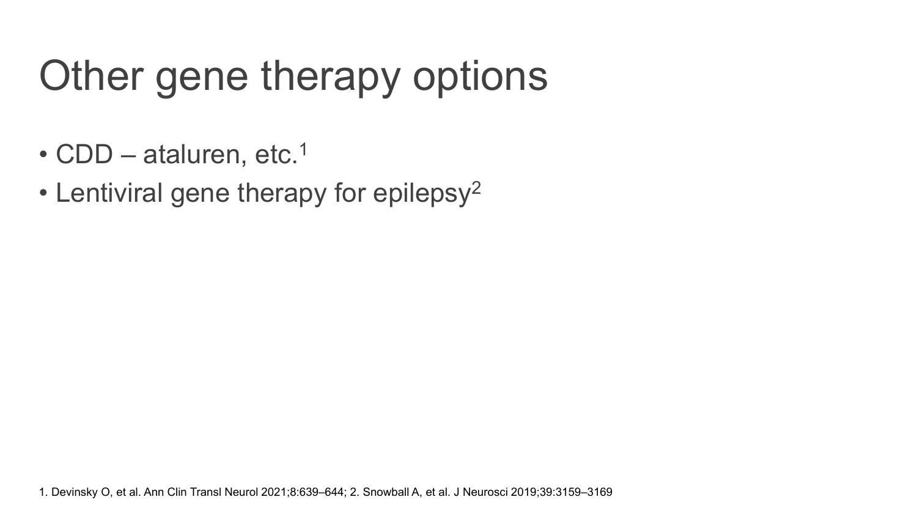# Other gene therapy options

- CDD – ataluren, etc.[1]
- Lentiviral gene therapy for epilepsy[2]

1. Devinsky O, et al. Ann Clin Transl Neurol 2021;8:639–644; 2. Snowball A, et al. J Neurosci 2019;39:3159–3169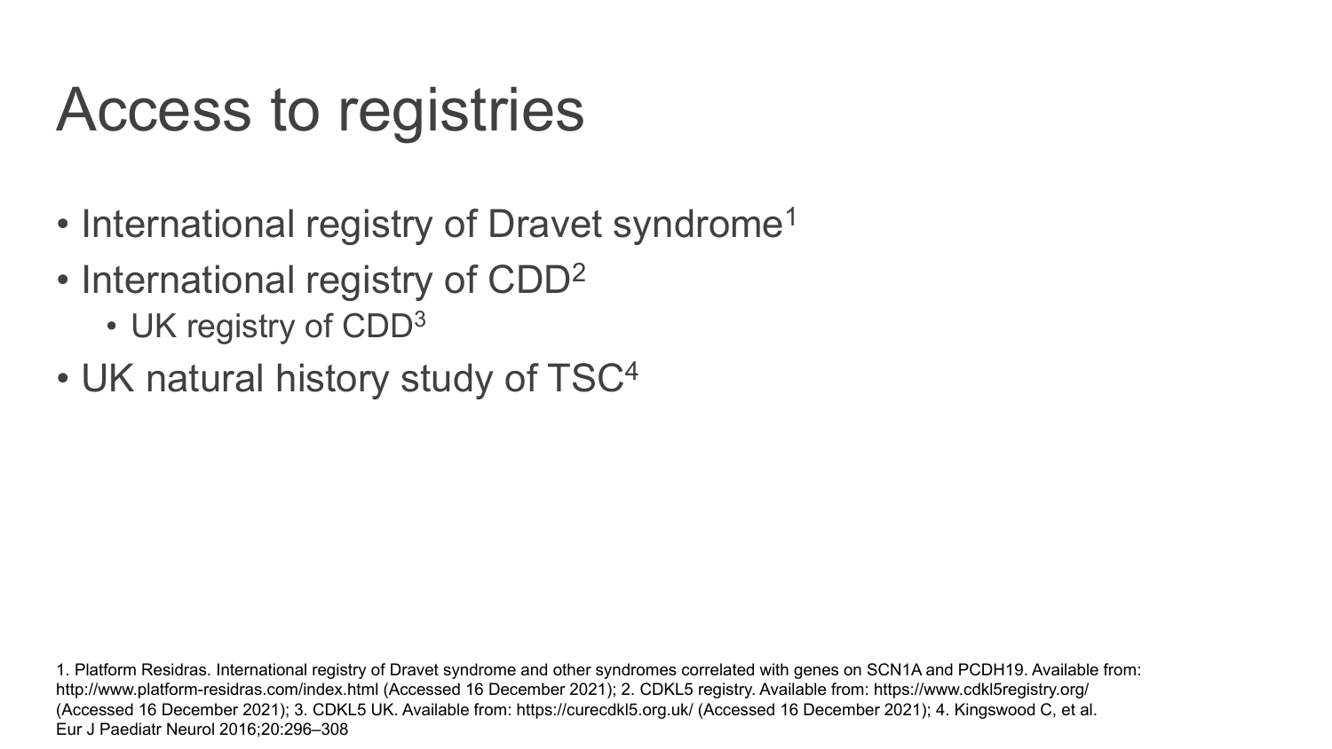# Access to registries

- International registry of Dravet syndrome[1]
- International registry of CDD[2]
  - UK registry of CDD[3]
- UK natural history study of TSC[4]

1. Platform Residras. International registry of Dravet syndrome and other syndromes correlated with genes on SCN1A and PCDH19. Available from: http://www.platform-residras.com/index.html (Accessed 16 December 2021); 2. CDKL5 registry. Available from: https://www.cdkl5registry.org/ (Accessed 16 December 2021); 3. CDKL5 UK. Available from: https://curecdkl5.org.uk/ (Accessed 16 December 2021); 4. Kingswood C, et al. Eur J Paediatr Neurol 2016;20:296–308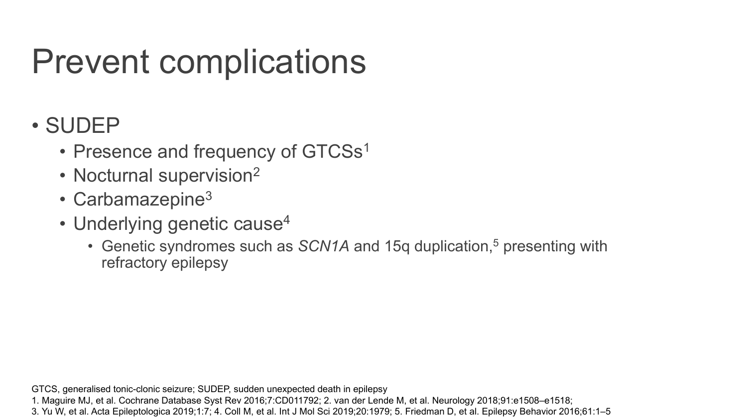# Prevent complications

- SUDEP
  - Presence and frequency of GTCSs[1]
  - Nocturnal supervision[2]
  - Carbamazepine[3]
  - Underlying genetic cause[4]
    - Genetic syndromes such as *SCN1A* and 15q duplication,[5] presenting with refractory epilepsy

GTCS, generalised tonic-clonic seizure; SUDEP, sudden unexpected death in epilepsy

1. Maguire MJ, et al. Cochrane Database Syst Rev 2016;7:CD011792; 2. van der Lende M, et al. Neurology 2018;91:e1508–e1518; 3. Yu W, et al. Acta Epileptologica 2019;1:7; 4. Coll M, et al. Int J Mol Sci 2019;20:1979; 5. Friedman D, et al. Epilepsy Behavior 2016;61:1–5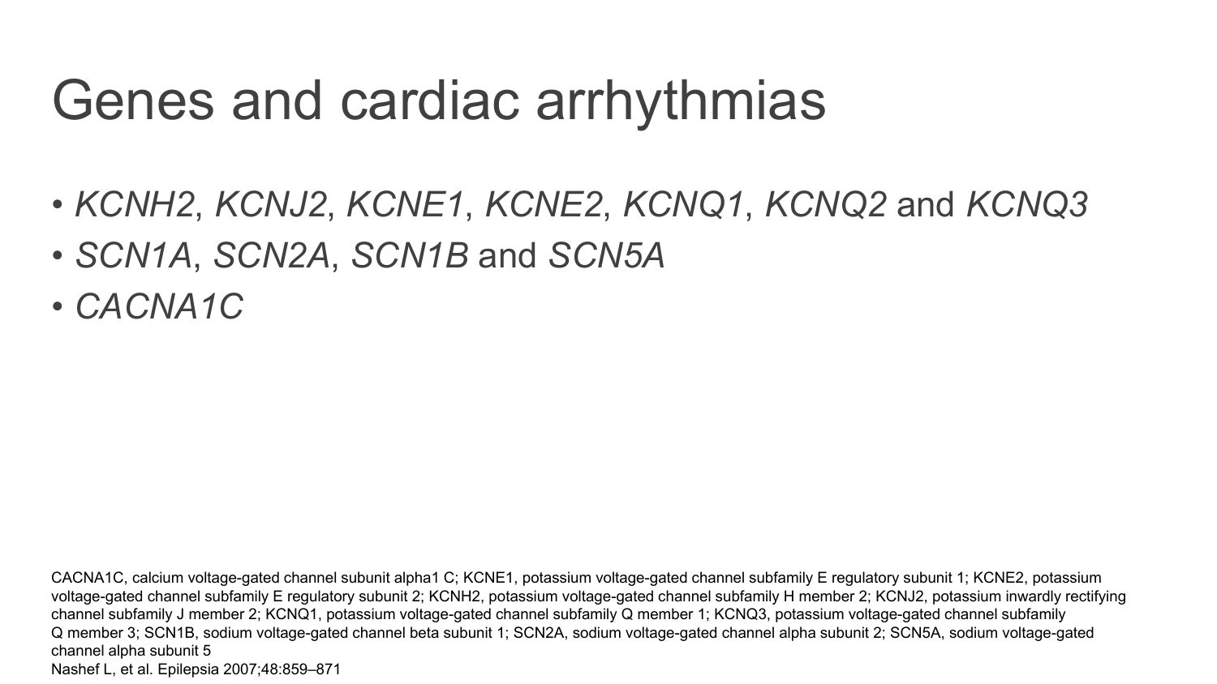# Genes and cardiac arrhythmias

- *KCNH2*, *KCNJ2*, *KCNE1*, *KCNE2*, *KCNQ1*, *KCNQ2* and *KCNQ3*
- *SCN1A*, *SCN2A*, *SCN1B* and *SCN5A*
- *CACNA1C*

CACNA1C, calcium voltage-gated channel subunit alpha1 C; KCNE1, potassium voltage-gated channel subfamily E regulatory subunit 1; KCNE2, potassium voltage-gated channel subfamily E regulatory subunit 2; KCNH2, potassium voltage-gated channel subfamily H member 2; KCNJ2, potassium inwardly rectifying channel subfamily J member 2; KCNQ1, potassium voltage-gated channel subfamily Q member 1; KCNQ3, potassium voltage-gated channel subfamily Q member 3; SCN1B, sodium voltage-gated channel beta subunit 1; SCN2A, sodium voltage-gated channel alpha subunit 2; SCN5A, sodium voltage-gated channel alpha subunit 5

Nashef L, et al. Epilepsia 2007;48:859–871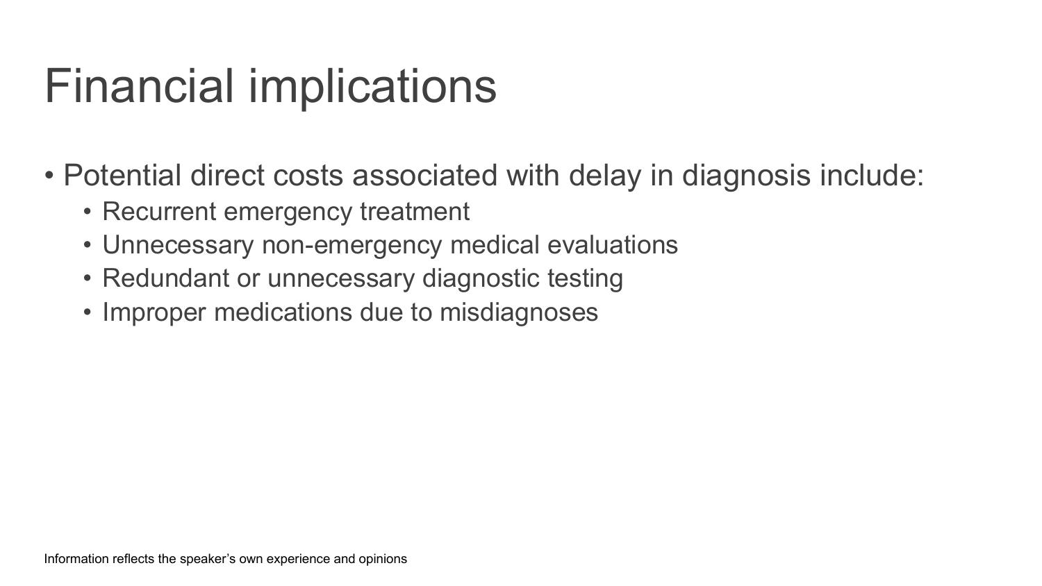# Financial implications

- Potential direct costs associated with delay in diagnosis include:
  - Recurrent emergency treatment
  - Unnecessary non-emergency medical evaluations
  - Redundant or unnecessary diagnostic testing
  - Improper medications due to misdiagnoses

Information reflects the speaker's own experience and opinions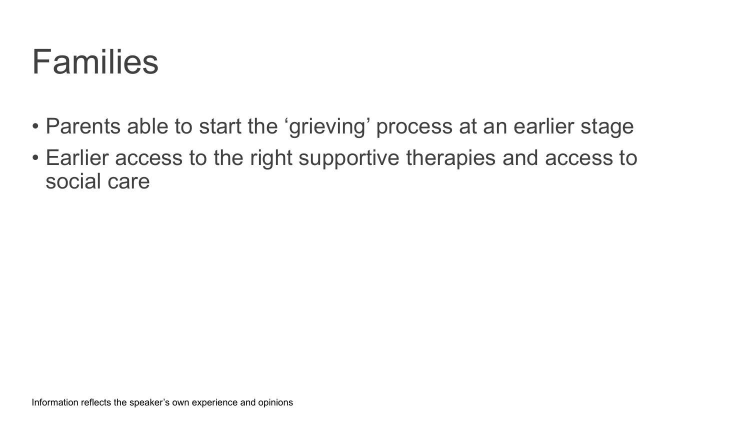# Families

- Parents able to start the 'grieving' process at an earlier stage
- Earlier access to the right supportive therapies and access to social care

Information reflects the speaker's own experience and opinions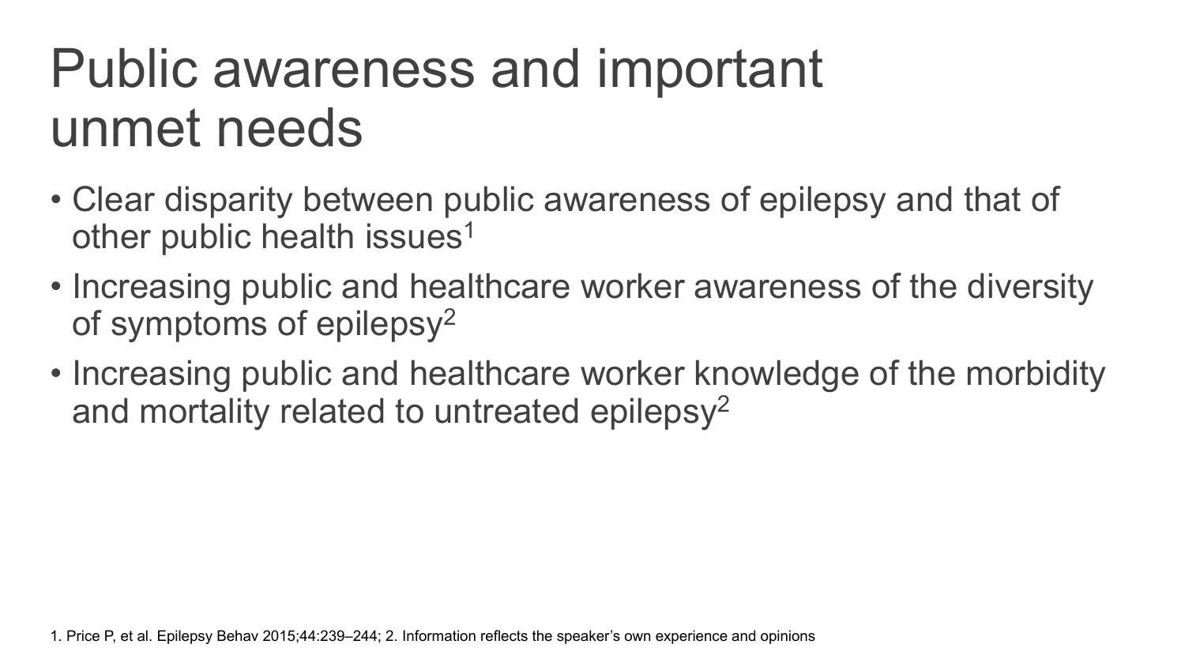# Public awareness and important unmet needs

- Clear disparity between public awareness of epilepsy and that of other public health issues[1]
- Increasing public and healthcare worker awareness of the diversity of symptoms of epilepsy[2]
- Increasing public and healthcare worker knowledge of the morbidity and mortality related to untreated epilepsy[2]

1. Price P, et al. Epilepsy Behav 2015;44:239–244; 2. Information reflects the speaker's own experience and opinions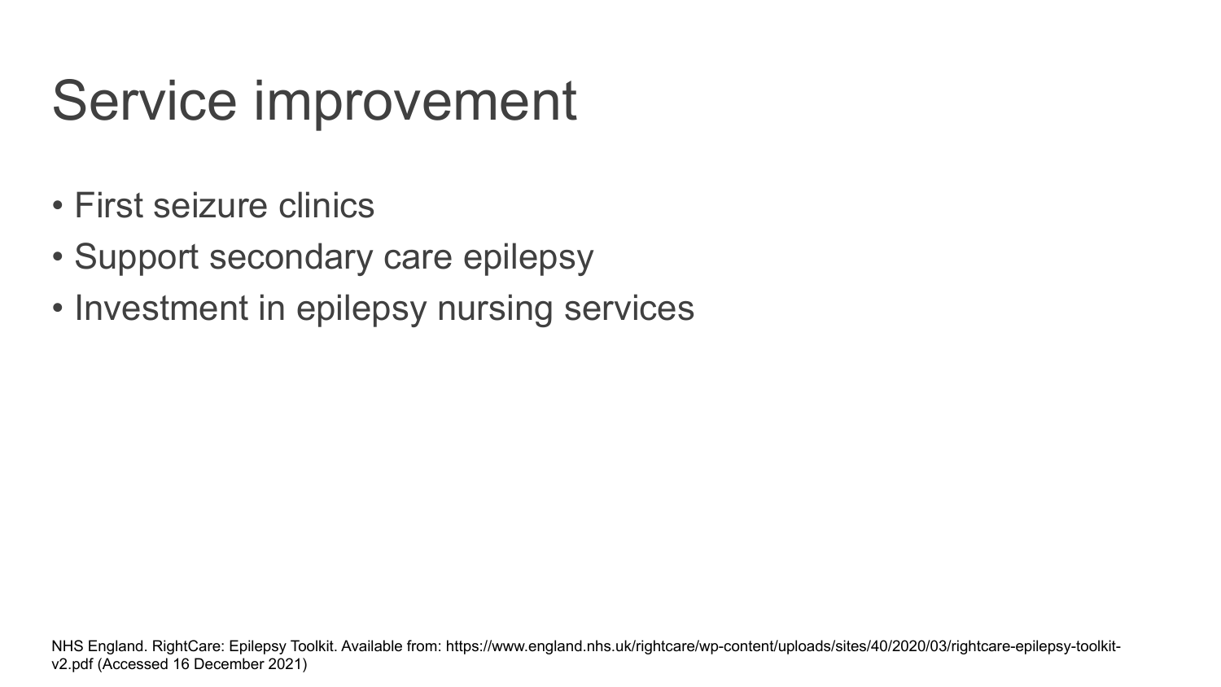# Service improvement

- First seizure clinics
- Support secondary care epilepsy
- Investment in epilepsy nursing services

NHS England. RightCare: Epilepsy Toolkit. Available from: https://www.england.nhs.uk/rightcare/wp-content/uploads/sites/40/2020/03/rightcare-epilepsy-toolkit-v2.pdf (Accessed 16 December 2021)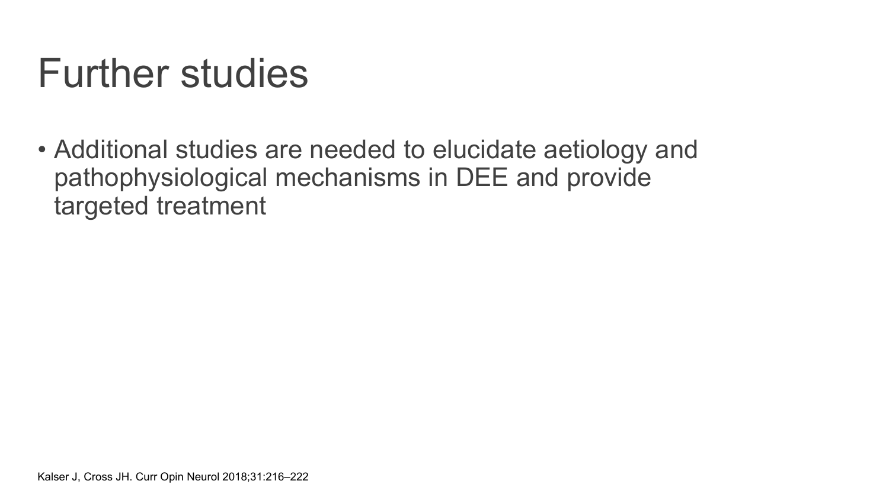# Further studies

- Additional studies are needed to elucidate aetiology and pathophysiological mechanisms in DEE and provide targeted treatment

Kalser J, Cross JH. Curr Opin Neurol 2018;31:216–222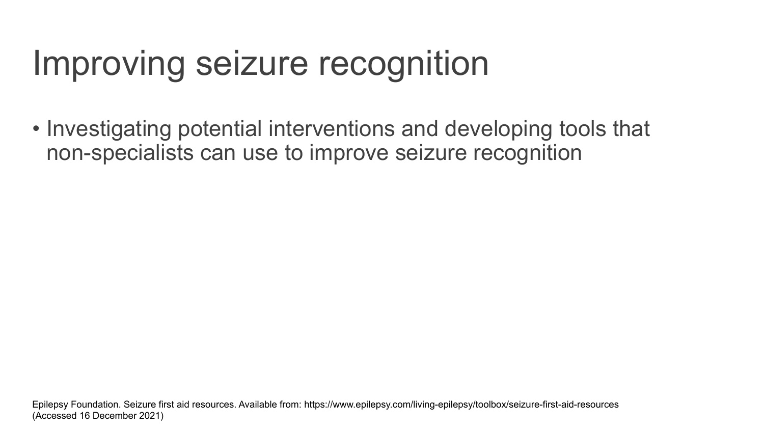# Improving seizure recognition

- Investigating potential interventions and developing tools that non-specialists can use to improve seizure recognition

Epilepsy Foundation. Seizure first aid resources. Available from: https://www.epilepsy.com/living-epilepsy/toolbox/seizure-first-aid-resources (Accessed 16 December 2021)